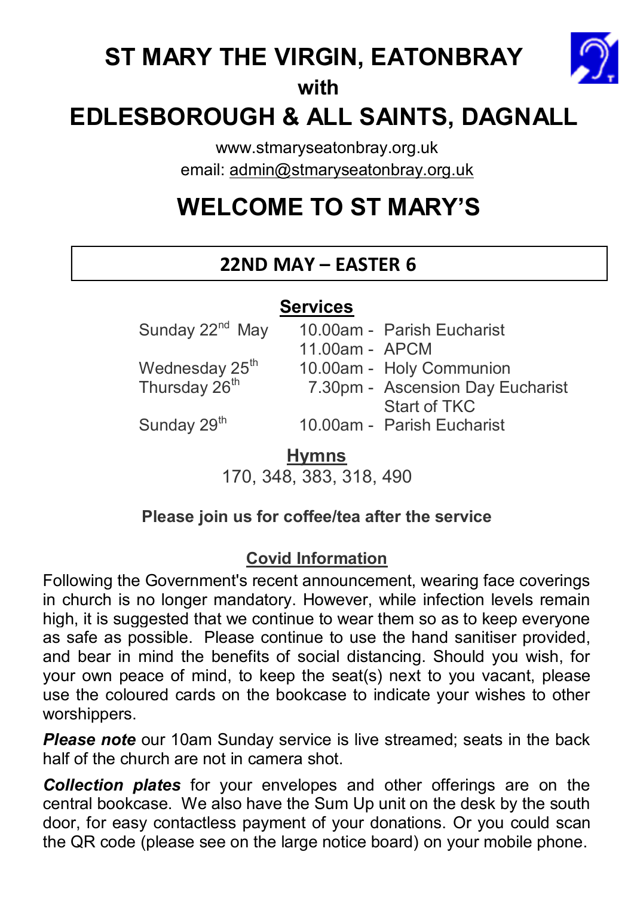# ST MARY THE VIRGIN, EATONBRAY

**with**

# EDLESBOROUGH & ALL SAINTS, DAGNALL

www.stmaryseatonbray.org.uk

email: admin@stmaryseatonbray.org.uk

# WELCOME TO ST MARY'S

## 22ND MAY – EASTER 6

### Services

| | | |
|---|---|---|
| Sunday 22nd May | 10.00am - | Parish Eucharist |
| | 11.00am - | APCM |
| Wednesday 25th | 10.00am - | Holy Communion |
| Thursday 26th | 7.30pm - | Ascension Day Eucharist<br>Start of TKC |
| Sunday 29th | 10.00am - | Parish Eucharist |

### Hymns

170, 348, 383, 318, 490

**Please join us for coffee/tea after the service**

### Covid Information

Following the Government's recent announcement, wearing face coverings in church is no longer mandatory. However, while infection levels remain high, it is suggested that we continue to wear them so as to keep everyone as safe as possible. Please continue to use the hand sanitiser provided, and bear in mind the benefits of social distancing. Should you wish, for your own peace of mind, to keep the seat(s) next to you vacant, please use the coloured cards on the bookcase to indicate your wishes to other worshippers.

***Please note*** our 10am Sunday service is live streamed; seats in the back half of the church are not in camera shot.

***Collection plates*** for your envelopes and other offerings are on the central bookcase. We also have the Sum Up unit on the desk by the south door, for easy contactless payment of your donations. Or you could scan the QR code (please see on the large notice board) on your mobile phone.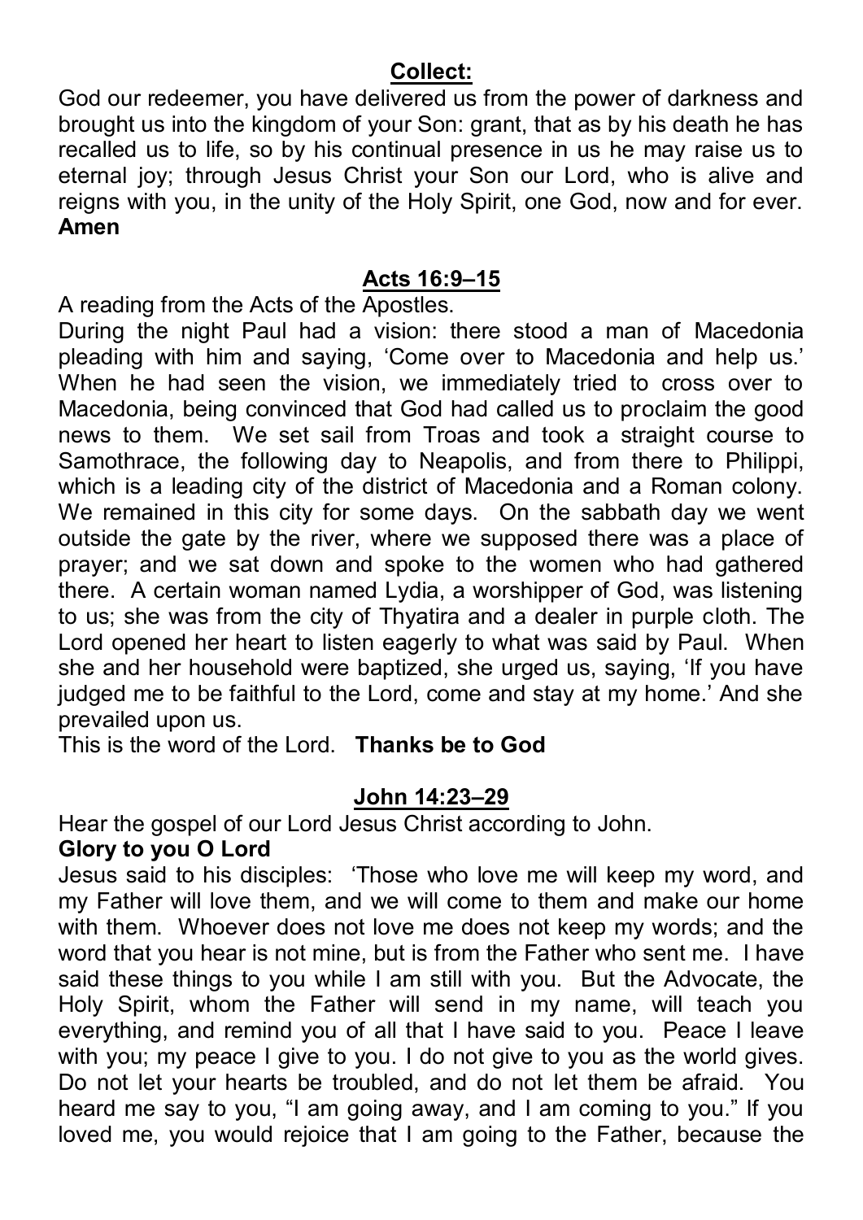## Collect:

God our redeemer, you have delivered us from the power of darkness and brought us into the kingdom of your Son: grant, that as by his death he has recalled us to life, so by his continual presence in us he may raise us to eternal joy; through Jesus Christ your Son our Lord, who is alive and reigns with you, in the unity of the Holy Spirit, one God, now and for ever. **Amen**

## Acts 16:9–15

A reading from the Acts of the Apostles.

During the night Paul had a vision: there stood a man of Macedonia pleading with him and saying, 'Come over to Macedonia and help us.' When he had seen the vision, we immediately tried to cross over to Macedonia, being convinced that God had called us to proclaim the good news to them. We set sail from Troas and took a straight course to Samothrace, the following day to Neapolis, and from there to Philippi, which is a leading city of the district of Macedonia and a Roman colony. We remained in this city for some days. On the sabbath day we went outside the gate by the river, where we supposed there was a place of prayer; and we sat down and spoke to the women who had gathered there. A certain woman named Lydia, a worshipper of God, was listening to us; she was from the city of Thyatira and a dealer in purple cloth. The Lord opened her heart to listen eagerly to what was said by Paul. When she and her household were baptized, she urged us, saying, 'If you have judged me to be faithful to the Lord, come and stay at my home.' And she prevailed upon us.

This is the word of the Lord. **Thanks be to God**

## John 14:23–29

Hear the gospel of our Lord Jesus Christ according to John.

**Glory to you O Lord**

Jesus said to his disciples: 'Those who love me will keep my word, and my Father will love them, and we will come to them and make our home with them. Whoever does not love me does not keep my words; and the word that you hear is not mine, but is from the Father who sent me. I have said these things to you while I am still with you. But the Advocate, the Holy Spirit, whom the Father will send in my name, will teach you everything, and remind you of all that I have said to you. Peace I leave with you; my peace I give to you. I do not give to you as the world gives. Do not let your hearts be troubled, and do not let them be afraid. You heard me say to you, "I am going away, and I am coming to you." If you loved me, you would rejoice that I am going to the Father, because the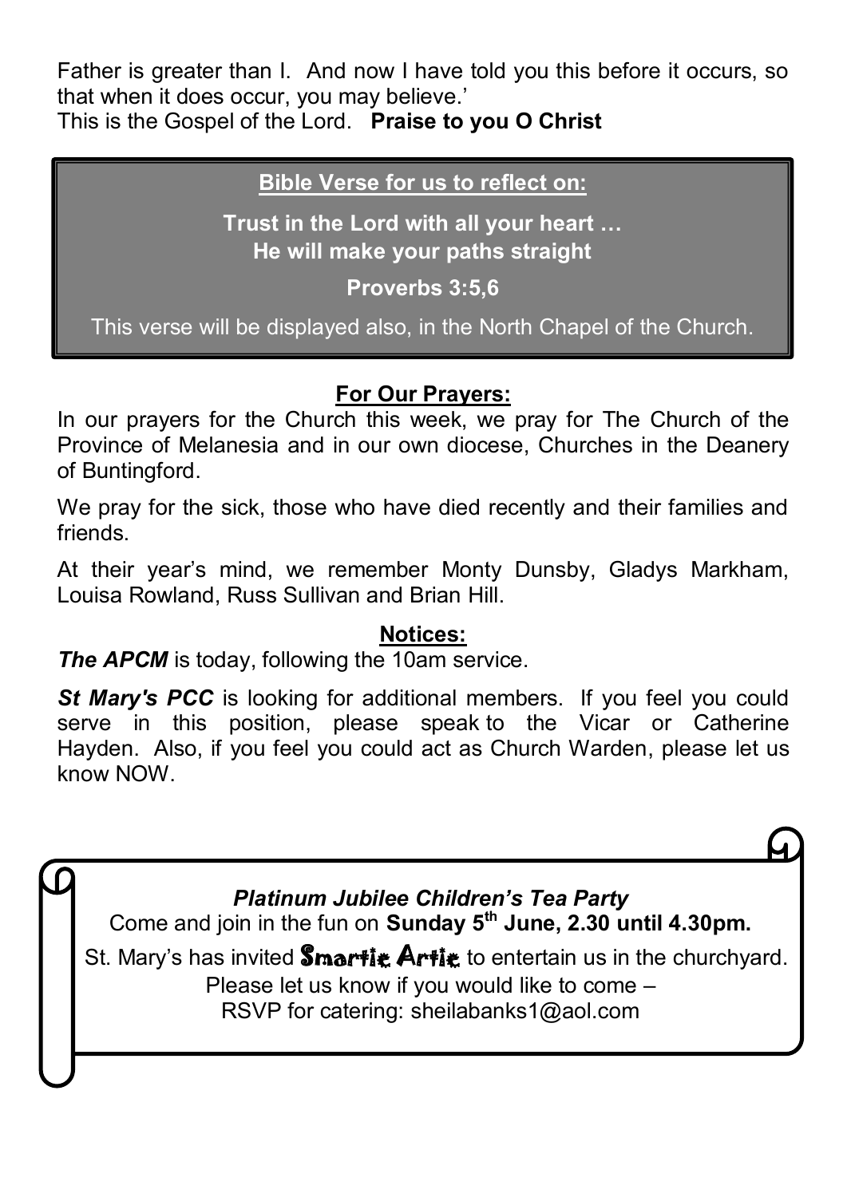Father is greater than I. And now I have told you this before it occurs, so that when it does occur, you may believe.'
This is the Gospel of the Lord. **Praise to you O Christ**

**Bible Verse for us to reflect on:**

**Trust in the Lord with all your heart …
He will make your paths straight**

**Proverbs 3:5,6**

This verse will be displayed also, in the North Chapel of the Church.

## For Our Prayers:

In our prayers for the Church this week, we pray for The Church of the Province of Melanesia and in our own diocese, Churches in the Deanery of Buntingford.

We pray for the sick, those who have died recently and their families and friends.

At their year's mind, we remember Monty Dunsby, Gladys Markham, Louisa Rowland, Russ Sullivan and Brian Hill.

## Notices:

***The APCM*** is today, following the 10am service.

***St Mary's PCC*** is looking for additional members. If you feel you could serve in this position, please speak to the Vicar or Catherine Hayden. Also, if you feel you could act as Church Warden, please let us know NOW.

***Platinum Jubilee Children's Tea Party***

Come and join in the fun on **Sunday 5th June, 2.30 until 4.30pm.**

St. Mary's has invited Smartie Artie to entertain us in the churchyard.
Please let us know if you would like to come –
RSVP for catering: sheilabanks1@aol.com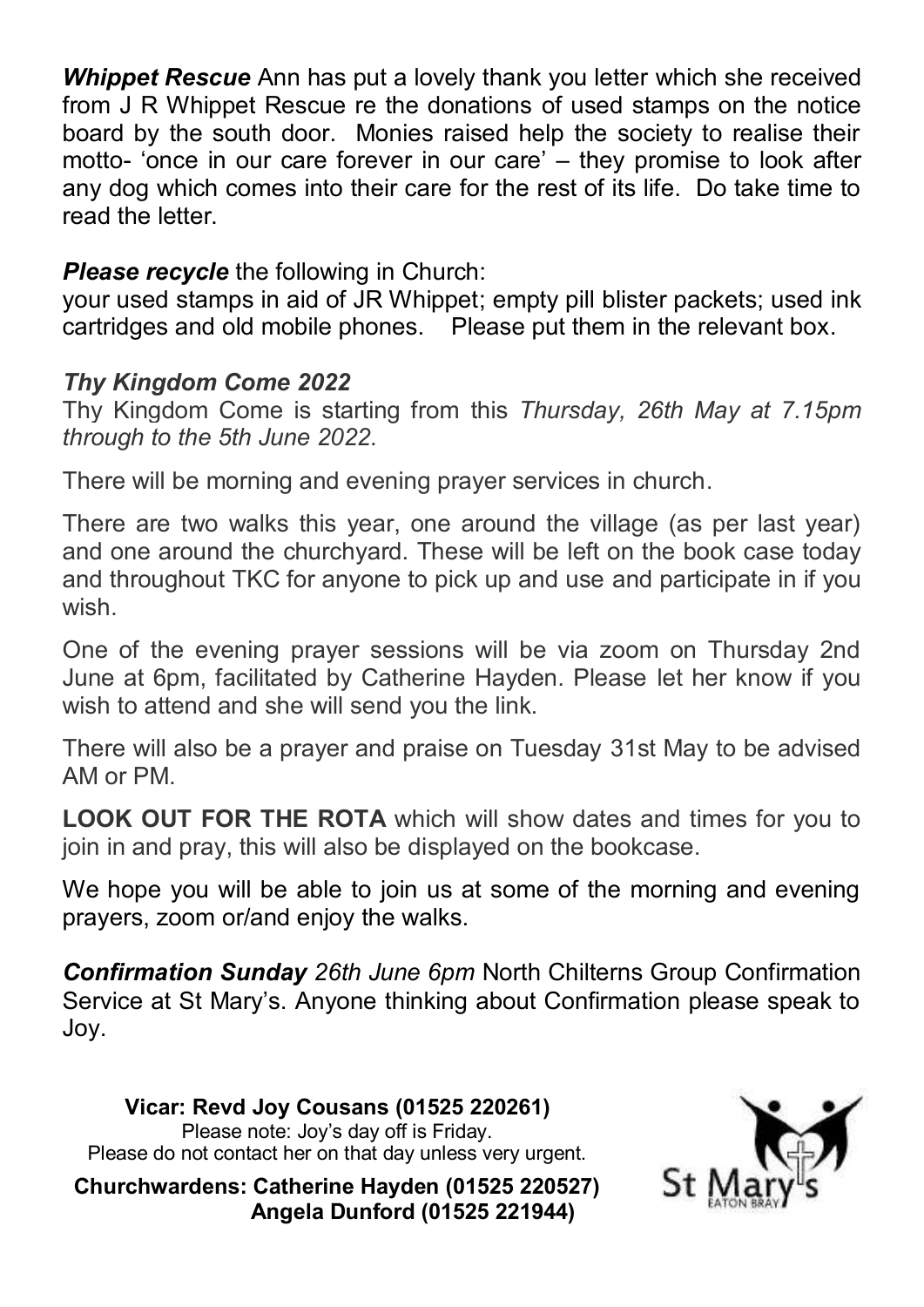***Whippet Rescue*** Ann has put a lovely thank you letter which she received from J R Whippet Rescue re the donations of used stamps on the notice board by the south door. Monies raised help the society to realise their motto- 'once in our care forever in our care' – they promise to look after any dog which comes into their care for the rest of its life. Do take time to read the letter.

***Please recycle*** the following in Church:
your used stamps in aid of JR Whippet; empty pill blister packets; used ink cartridges and old mobile phones. Please put them in the relevant box.

***Thy Kingdom Come 2022***

Thy Kingdom Come is starting from this *Thursday, 26th May at 7.15pm through to the 5th June 2022.*

There will be morning and evening prayer services in church.

There are two walks this year, one around the village (as per last year) and one around the churchyard. These will be left on the book case today and throughout TKC for anyone to pick up and use and participate in if you wish.

One of the evening prayer sessions will be via zoom on Thursday 2nd June at 6pm, facilitated by Catherine Hayden. Please let her know if you wish to attend and she will send you the link.

There will also be a prayer and praise on Tuesday 31st May to be advised AM or PM.

**LOOK OUT FOR THE ROTA** which will show dates and times for you to join in and pray, this will also be displayed on the bookcase.

We hope you will be able to join us at some of the morning and evening prayers, zoom or/and enjoy the walks.

***Confirmation Sunday*** *26th June 6pm* North Chilterns Group Confirmation Service at St Mary's. Anyone thinking about Confirmation please speak to Joy.

**Vicar: Revd Joy Cousans (01525 220261)**
Please note: Joy's day off is Friday.
Please do not contact her on that day unless very urgent.

**Churchwardens: Catherine Hayden (01525 220527)**
**Angela Dunford (01525 221944)**

St Mary's
EATON BRAY